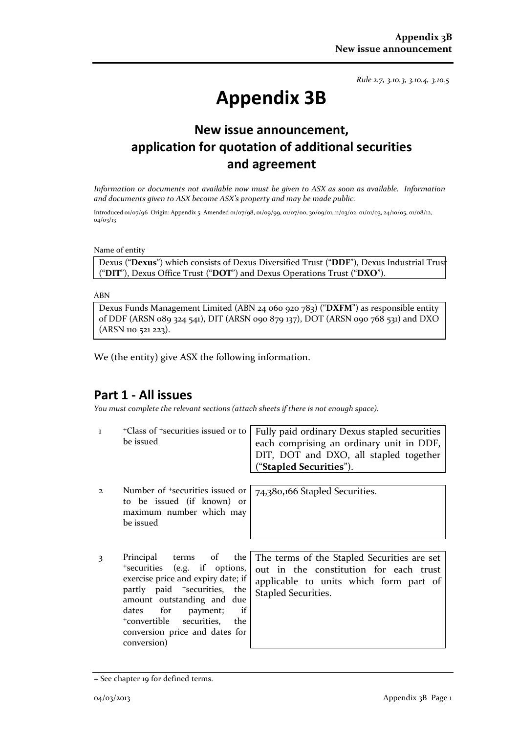*Rule 2.7, 3.10.3, 3.10.4, 3.10.5*

# Appendix 3B

## New issue announcement, application for quotation of additional securities and agreement

*Information or documents not available now must be given to ASX as soon as available. Information and documents given to ASX become ASX's property and may be made public.*

Introduced 01/07/96 Origin: Appendix 5 Amended 01/07/98, 01/09/99, 01/07/00, 30/09/01, 11/03/02, 01/01/03, 24/10/05, 01/08/12, 04/03/13

Name of entity

Dexus ("**Dexus**") which consists of Dexus Diversified Trust ("**DDF**"), Dexus Industrial Trust ("**DIT**"), Dexus Office Trust ("**DOT**") and Dexus Operations Trust ("**DXO**").

ABN

Dexus Funds Management Limited (ABN 24 060 920 783) ("**DXFM**") as responsible entity of DDF (ARSN 089 324 541), DIT (ARSN 090 879 137), DOT (ARSN 090 768 531) and DXO (ARSN 110 521 223).

We (the entity) give ASX the following information.

## Part 1 - All issues

*You must complete the relevant sections (attach sheets if there is not enough space).*

| | | |
|---|---|---|
| 1 | +Class of +securities issued or to be issued | Fully paid ordinary Dexus stapled securities each comprising an ordinary unit in DDF, DIT, DOT and DXO, all stapled together ("**Stapled Securities**"). |
| 2 | Number of +securities issued or to be issued (if known) or maximum number which may be issued | 74,380,166 Stapled Securities. |
| 3 | Principal terms of the +securities (e.g. if options, exercise price and expiry date; if partly paid +securities, the amount outstanding and due dates for payment; if +convertible securities, the conversion price and dates for conversion) | The terms of the Stapled Securities are set out in the constitution for each trust applicable to units which form part of Stapled Securities. |

+ See chapter 19 for defined terms.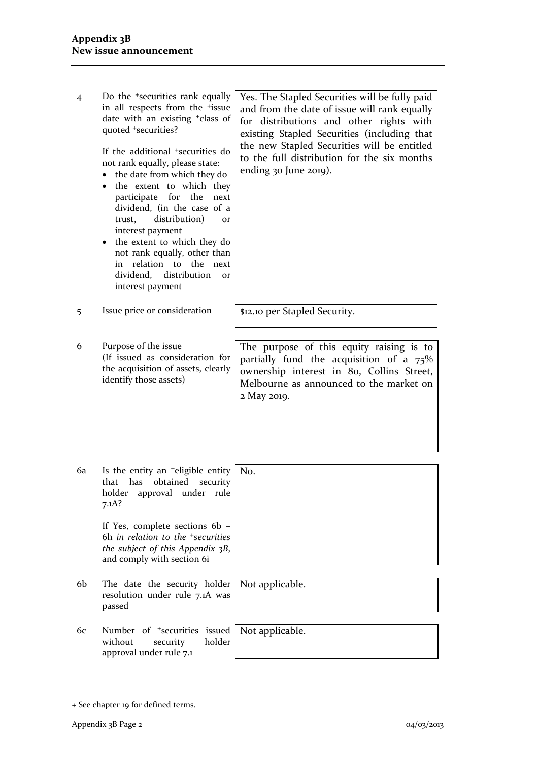| | | |
|---|---|---|
| 4 | Do the +securities rank equally in all respects from the +issue date with an existing +class of quoted +securities?<br><br>If the additional +securities do not rank equally, please state:<br>• the date from which they do<br>• the extent to which they participate for the next dividend, (in the case of a trust, distribution) or interest payment<br>• the extent to which they do not rank equally, other than in relation to the next dividend, distribution or interest payment | Yes. The Stapled Securities will be fully paid and from the date of issue will rank equally for distributions and other rights with existing Stapled Securities (including that the new Stapled Securities will be entitled to the full distribution for the six months ending 30 June 2019). |
| 5 | Issue price or consideration | $12.10 per Stapled Security. |
| 6 | Purpose of the issue<br>(If issued as consideration for the acquisition of assets, clearly identify those assets) | The purpose of this equity raising is to partially fund the acquisition of a 75% ownership interest in 80, Collins Street, Melbourne as announced to the market on 2 May 2019. |
| 6a | Is the entity an +eligible entity that has obtained security holder approval under rule 7.1A?<br><br>If Yes, complete sections 6b – 6h *in relation to the +securities the subject of this Appendix 3B,* and comply with section 6i | No. |
| 6b | The date the security holder resolution under rule 7.1A was passed | Not applicable. |
| 6c | Number of +securities issued without security holder approval under rule 7.1 | Not applicable. |

+ See chapter 19 for defined terms.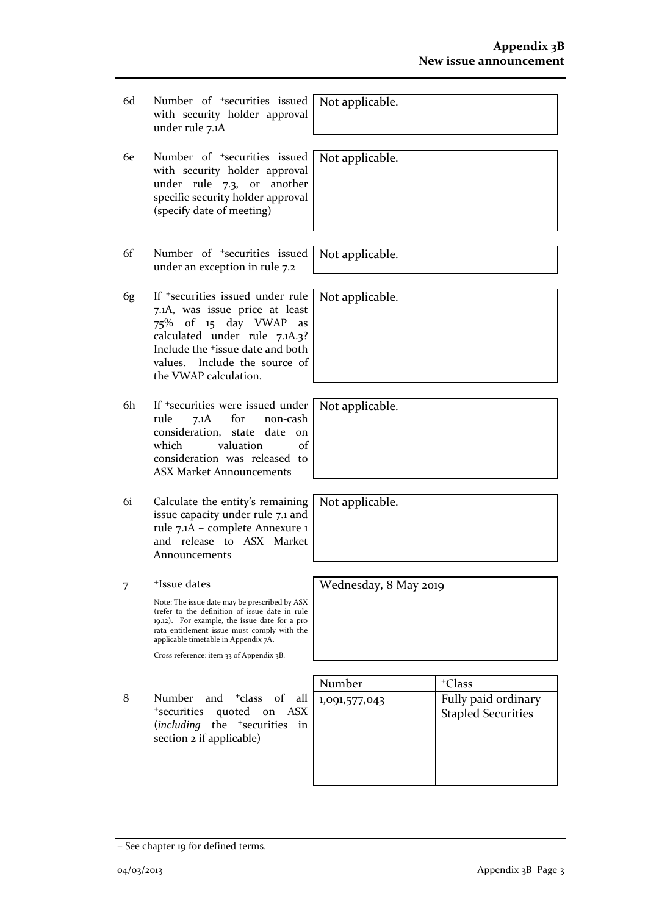| | | |
|---|---|---|
| 6d | Number of +securities issued with security holder approval under rule 7.1A | Not applicable. |
| 6e | Number of +securities issued with security holder approval under rule 7.3, or another specific security holder approval (specify date of meeting) | Not applicable. |
| 6f | Number of +securities issued under an exception in rule 7.2 | Not applicable. |
| 6g | If +securities issued under rule 7.1A, was issue price at least 75% of 15 day VWAP as calculated under rule 7.1A.3? Include the +issue date and both values. Include the source of the VWAP calculation. | Not applicable. |
| 6h | If +securities were issued under rule 7.1A for non-cash consideration, state date on which valuation of consideration was released to ASX Market Announcements | Not applicable. |
| 6i | Calculate the entity's remaining issue capacity under rule 7.1 and rule 7.1A – complete Annexure 1 and release to ASX Market Announcements | Not applicable. |
| 7 | +Issue dates<br><br>Note: The issue date may be prescribed by ASX (refer to the definition of issue date in rule 19.12). For example, the issue date for a pro rata entitlement issue must comply with the applicable timetable in Appendix 7A.<br><br>Cross reference: item 33 of Appendix 3B. | Wednesday, 8 May 2019 |

| | | Number | +Class |
|---|---|---|---|
| 8 | Number and +class of all +securities quoted on ASX (*including* the +securities in section 2 if applicable) | 1,091,577,043 | Fully paid ordinary Stapled Securities |

+ See chapter 19 for defined terms.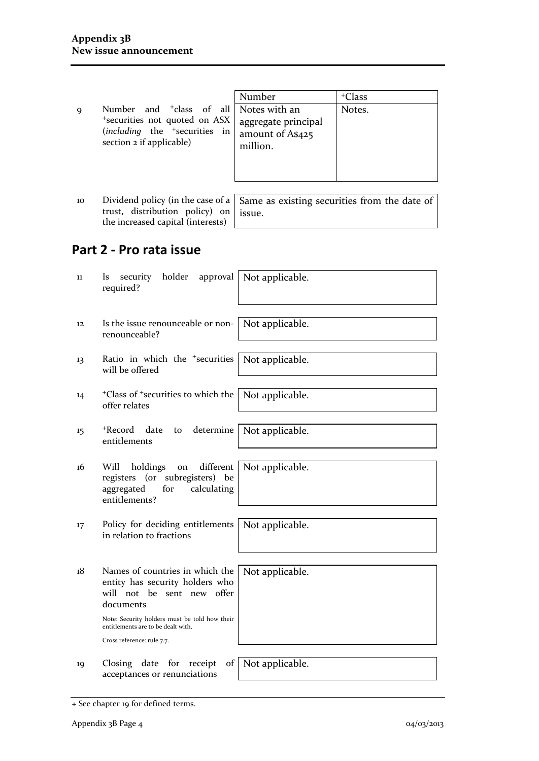| | | Number | +Class |
|---|---|---|---|
| 9 | Number and +class of all +securities not quoted on ASX (*including* the +securities in section 2 if applicable) | Notes with an aggregate principal amount of A$425 million. | Notes. |

| | | |
|---|---|---|
| 10 | Dividend policy (in the case of a trust, distribution policy) on the increased capital (interests) | Same as existing securities from the date of issue. |

## Part 2 - Pro rata issue

| | | |
|---|---|---|
| 11 | Is security holder approval required? | Not applicable. |
| 12 | Is the issue renounceable or non-renounceable? | Not applicable. |
| 13 | Ratio in which the +securities will be offered | Not applicable. |
| 14 | +Class of +securities to which the offer relates | Not applicable. |
| 15 | +Record date to determine entitlements | Not applicable. |
| 16 | Will holdings on different registers (or subregisters) be aggregated for calculating entitlements? | Not applicable. |
| 17 | Policy for deciding entitlements in relation to fractions | Not applicable. |
| 18 | Names of countries in which the entity has security holders who will not be sent new offer documents<br><br>Note: Security holders must be told how their entitlements are to be dealt with.<br><br>Cross reference: rule 7.7. | Not applicable. |
| 19 | Closing date for receipt of acceptances or renunciations | Not applicable. |

+ See chapter 19 for defined terms.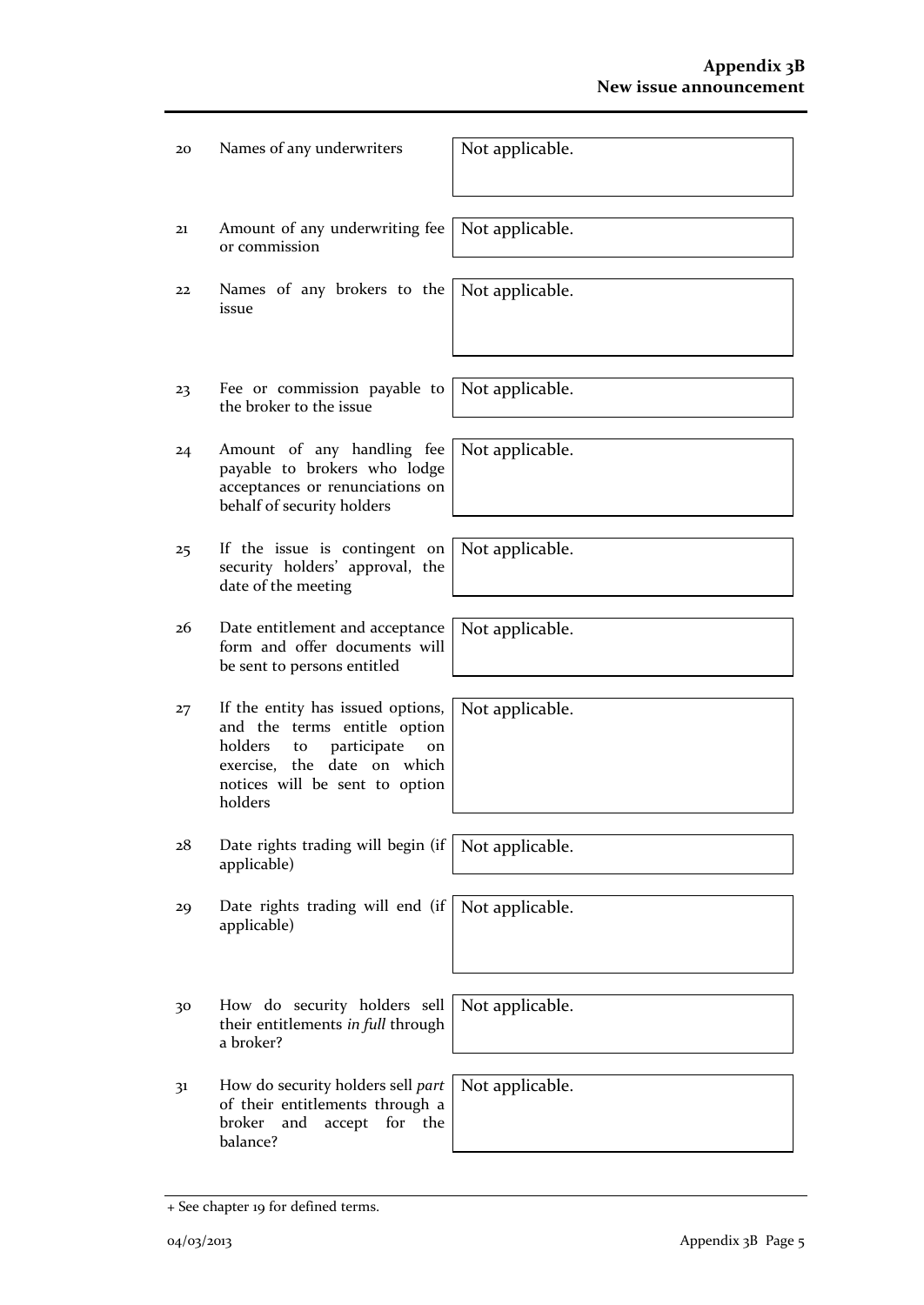| | | |
|---|---|---|
| 20 | Names of any underwriters | Not applicable. |
| 21 | Amount of any underwriting fee or commission | Not applicable. |
| 22 | Names of any brokers to the issue | Not applicable. |
| 23 | Fee or commission payable to the broker to the issue | Not applicable. |
| 24 | Amount of any handling fee payable to brokers who lodge acceptances or renunciations on behalf of security holders | Not applicable. |
| 25 | If the issue is contingent on security holders' approval, the date of the meeting | Not applicable. |
| 26 | Date entitlement and acceptance form and offer documents will be sent to persons entitled | Not applicable. |
| 27 | If the entity has issued options, and the terms entitle option holders to participate on exercise, the date on which notices will be sent to option holders | Not applicable. |
| 28 | Date rights trading will begin (if applicable) | Not applicable. |
| 29 | Date rights trading will end (if applicable) | Not applicable. |
| 30 | How do security holders sell their entitlements *in full* through a broker? | Not applicable. |
| 31 | How do security holders sell *part* of their entitlements through a broker and accept for the balance? | Not applicable. |

+ See chapter 19 for defined terms.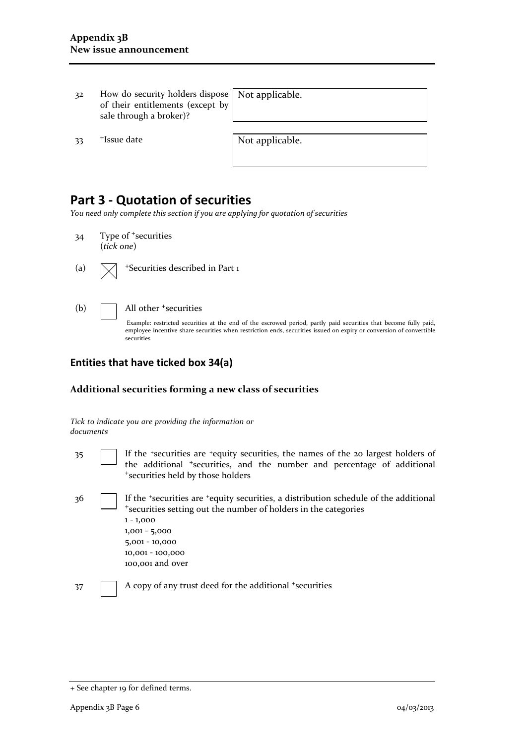| | | |
|---|---|---|
| 32 | How do security holders dispose of their entitlements (except by sale through a broker)? | Not applicable. |
| 33 | +Issue date | Not applicable. |

## Part 3 - Quotation of securities

*You need only complete this section if you are applying for quotation of securities*

34 Type of +securities (*tick one*)

(a) ☒ +Securities described in Part 1

(b) ☐ All other +securities

Example: restricted securities at the end of the escrowed period, partly paid securities that become fully paid, employee incentive share securities when restriction ends, securities issued on expiry or conversion of convertible securities

### Entities that have ticked box 34(a)

#### Additional securities forming a new class of securities

*Tick to indicate you are providing the information or documents*

35 ☐ If the +securities are +equity securities, the names of the 20 largest holders of the additional +securities, and the number and percentage of additional +securities held by those holders

36 ☐ If the +securities are +equity securities, a distribution schedule of the additional +securities setting out the number of holders in the categories
1 - 1,000
1,001 - 5,000
5,001 - 10,000
10,001 - 100,000
100,001 and over

37 ☐ A copy of any trust deed for the additional +securities

+ See chapter 19 for defined terms.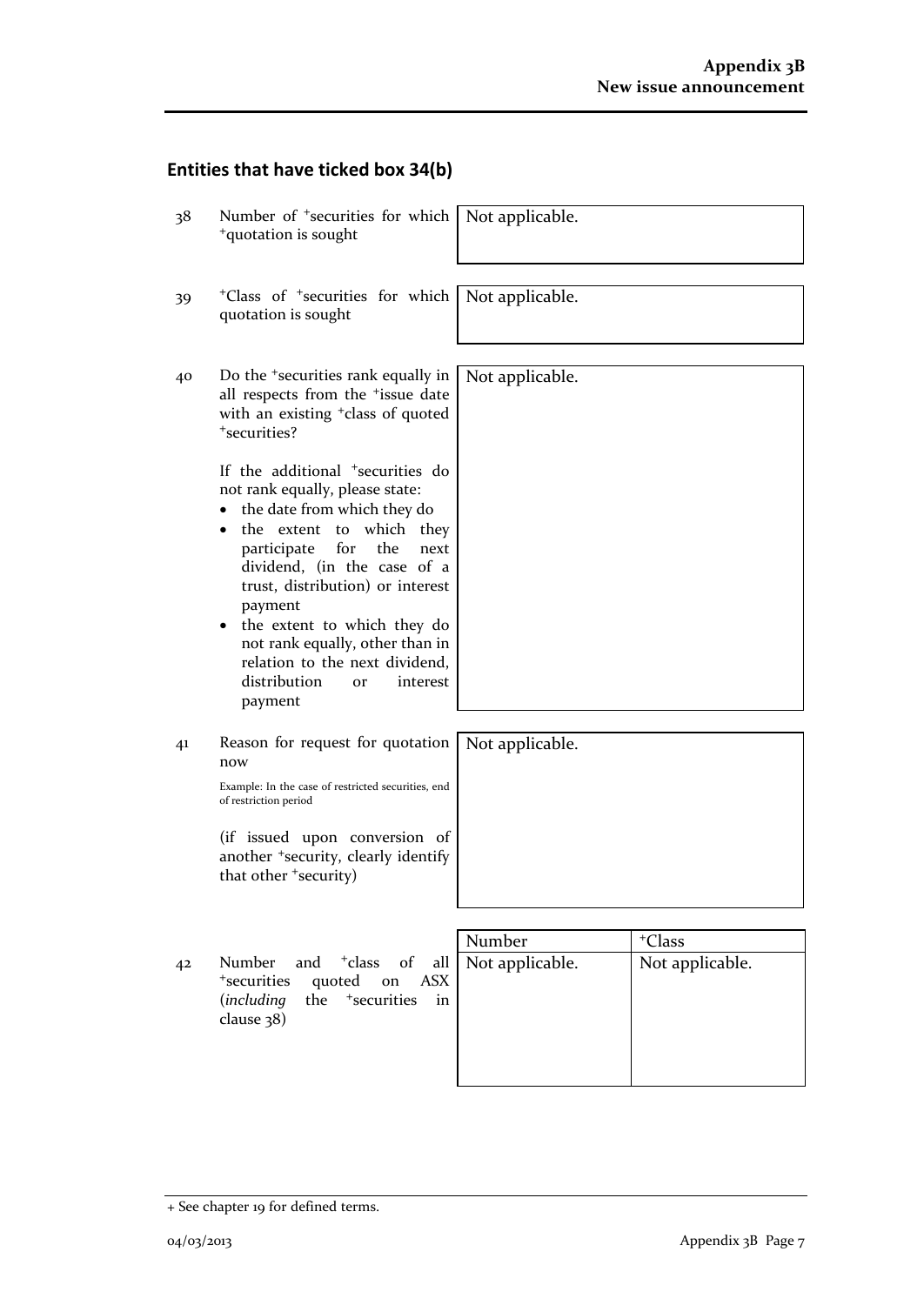## Entities that have ticked box 34(b)

| | | |
|---|---|---|
| 38 | Number of +securities for which +quotation is sought | Not applicable. |
| 39 | +Class of +securities for which quotation is sought | Not applicable. |
| 40 | Do the +securities rank equally in all respects from the +issue date with an existing +class of quoted +securities?<br><br>If the additional +securities do not rank equally, please state:<br>• the date from which they do<br>• the extent to which they participate for the next dividend, (in the case of a trust, distribution) or interest payment<br>• the extent to which they do not rank equally, other than in relation to the next dividend, distribution or interest payment | Not applicable. |
| 41 | Reason for request for quotation now<br><br>Example: In the case of restricted securities, end of restriction period<br><br>(if issued upon conversion of another +security, clearly identify that other +security) | Not applicable. |

| | | Number | +Class |
|---|---|---|---|
| 42 | Number and +class of all +securities quoted on ASX (*including* the +securities in clause 38) | Not applicable. | Not applicable. |

+ See chapter 19 for defined terms.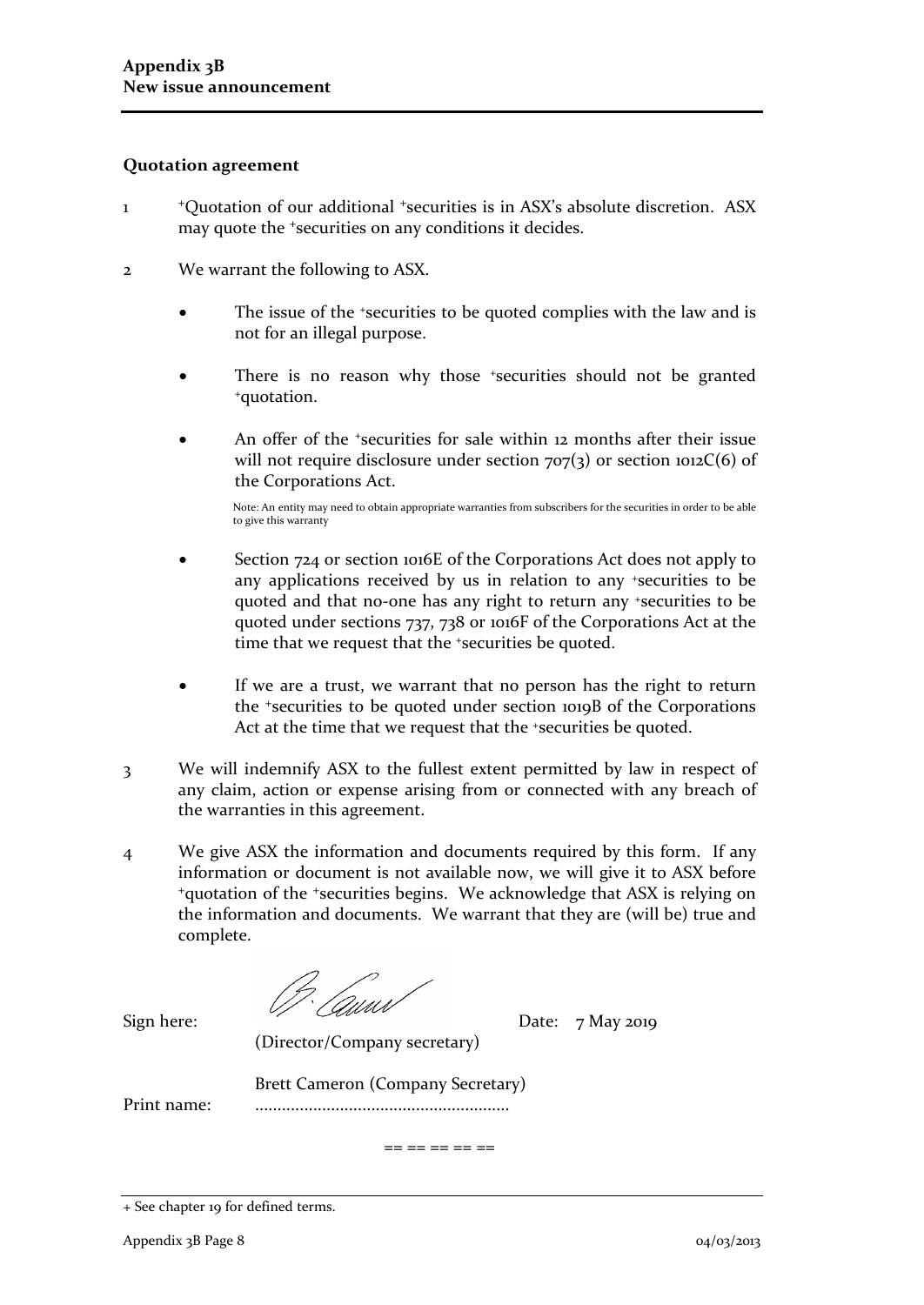## Quotation agreement

1 +Quotation of our additional +securities is in ASX's absolute discretion. ASX may quote the +securities on any conditions it decides.

2 We warrant the following to ASX.

- The issue of the +securities to be quoted complies with the law and is not for an illegal purpose.
- There is no reason why those +securities should not be granted +quotation.
- An offer of the +securities for sale within 12 months after their issue will not require disclosure under section 707(3) or section 1012C(6) of the Corporations Act.

  Note: An entity may need to obtain appropriate warranties from subscribers for the securities in order to be able to give this warranty

- Section 724 or section 1016E of the Corporations Act does not apply to any applications received by us in relation to any +securities to be quoted and that no-one has any right to return any +securities to be quoted under sections 737, 738 or 1016F of the Corporations Act at the time that we request that the +securities be quoted.
- If we are a trust, we warrant that no person has the right to return the +securities to be quoted under section 1019B of the Corporations Act at the time that we request that the +securities be quoted.

3 We will indemnify ASX to the fullest extent permitted by law in respect of any claim, action or expense arising from or connected with any breach of the warranties in this agreement.

4 We give ASX the information and documents required by this form. If any information or document is not available now, we will give it to ASX before +quotation of the +securities begins. We acknowledge that ASX is relying on the information and documents. We warrant that they are (will be) true and complete.

Sign here: [signature] (Director/Company secretary) Date: 7 May 2019

Print name: Brett Cameron (Company Secretary)

== == == == ==

+ See chapter 19 for defined terms.